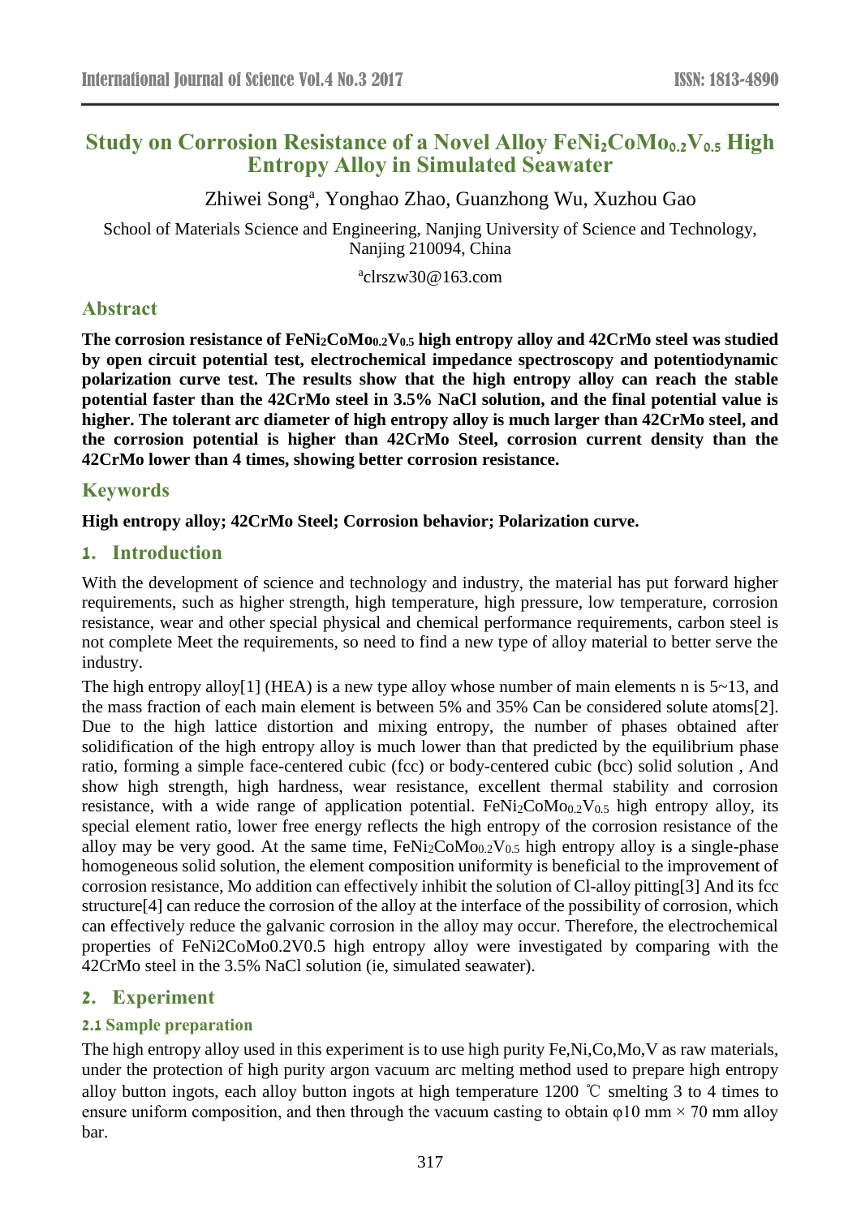# Study on Corrosion Resistance of a Novel Alloy $FeNi_2CoMo_{0.2}V_{0.5}$ High Entropy Alloy in Simulated Seawater

Zhiwei Song[a], Yonghao Zhao, Guanzhong Wu, Xuzhou Gao

School of Materials Science and Engineering, Nanjing University of Science and Technology, Nanjing 210094, China

[a]clrszw30@163.com

## Abstract

**The corrosion resistance of $FeNi_2CoMo_{0.2}V_{0.5}$ high entropy alloy and 42CrMo steel was studied by open circuit potential test, electrochemical impedance spectroscopy and potentiodynamic polarization curve test. The results show that the high entropy alloy can reach the stable potential faster than the 42CrMo steel in 3.5% NaCl solution, and the final potential value is higher. The tolerant arc diameter of high entropy alloy is much larger than 42CrMo steel, and the corrosion potential is higher than 42CrMo Steel, corrosion current density than the 42CrMo lower than 4 times, showing better corrosion resistance.**

## Keywords

**High entropy alloy; 42CrMo Steel; Corrosion behavior; Polarization curve.**

## 1. Introduction

With the development of science and technology and industry, the material has put forward higher requirements, such as higher strength, high temperature, high pressure, low temperature, corrosion resistance, wear and other special physical and chemical performance requirements, carbon steel is not complete Meet the requirements, so need to find a new type of alloy material to better serve the industry.

The high entropy alloy[1] (HEA) is a new type alloy whose number of main elements n is 5~13, and the mass fraction of each main element is between 5% and 35% Can be considered solute atoms[2]. Due to the high lattice distortion and mixing entropy, the number of phases obtained after solidification of the high entropy alloy is much lower than that predicted by the equilibrium phase ratio, forming a simple face-centered cubic (fcc) or body-centered cubic (bcc) solid solution , And show high strength, high hardness, wear resistance, excellent thermal stability and corrosion resistance, with a wide range of application potential. $FeNi_2CoMo_{0.2}V_{0.5}$ high entropy alloy, its special element ratio, lower free energy reflects the high entropy of the corrosion resistance of the alloy may be very good. At the same time, $FeNi_2CoMo_{0.2}V_{0.5}$ high entropy alloy is a single-phase homogeneous solid solution, the element composition uniformity is beneficial to the improvement of corrosion resistance, Mo addition can effectively inhibit the solution of Cl-alloy pitting[3] And its fcc structure[4] can reduce the corrosion of the alloy at the interface of the possibility of corrosion, which can effectively reduce the galvanic corrosion in the alloy may occur. Therefore, the electrochemical properties of FeNi2CoMo0.2V0.5 high entropy alloy were investigated by comparing with the 42CrMo steel in the 3.5% NaCl solution (ie, simulated seawater).

## 2. Experiment

### 2.1 Sample preparation

The high entropy alloy used in this experiment is to use high purity Fe,Ni,Co,Mo,V as raw materials, under the protection of high purity argon vacuum arc melting method used to prepare high entropy alloy button ingots, each alloy button ingots at high temperature 1200 ℃ smelting 3 to 4 times to ensure uniform composition, and then through the vacuum casting to obtain φ10 mm × 70 mm alloy bar.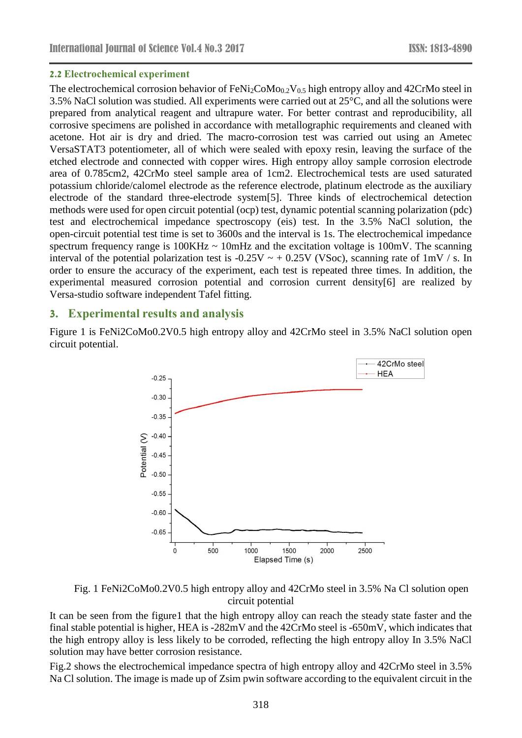### 2.2 Electrochemical experiment

The electrochemical corrosion behavior of $FeNi_2CoMo_{0.2}V_{0.5}$ high entropy alloy and 42CrMo steel in 3.5% NaCl solution was studied. All experiments were carried out at 25°C, and all the solutions were prepared from analytical reagent and ultrapure water. For better contrast and reproducibility, all corrosive specimens are polished in accordance with metallographic requirements and cleaned with acetone. Hot air is dry and dried. The macro-corrosion test was carried out using an Ametec VersaSTAT3 potentiometer, all of which were sealed with epoxy resin, leaving the surface of the etched electrode and connected with copper wires. High entropy alloy sample corrosion electrode area of 0.785cm2, 42CrMo steel sample area of 1cm2. Electrochemical tests are used saturated potassium chloride/calomel electrode as the reference electrode, platinum electrode as the auxiliary electrode of the standard three-electrode system[5]. Three kinds of electrochemical detection methods were used for open circuit potential (ocp) test, dynamic potential scanning polarization (pdc) test and electrochemical impedance spectroscopy (eis) test. In the 3.5% NaCl solution, the open-circuit potential test time is set to 3600s and the interval is 1s. The electrochemical impedance spectrum frequency range is 100KHz ~ 10mHz and the excitation voltage is 100mV. The scanning interval of the potential polarization test is -0.25V ~ + 0.25V (VSoc), scanning rate of 1mV / s. In order to ensure the accuracy of the experiment, each test is repeated three times. In addition, the experimental measured corrosion potential and corrosion current density[6] are realized by Versa-studio software independent Tafel fitting.

## 3. Experimental results and analysis

Figure 1 is FeNi2CoMo0.2V0.5 high entropy alloy and 42CrMo steel in 3.5% NaCl solution open circuit potential.

Fig. 1 FeNi2CoMo0.2V0.5 high entropy alloy and 42CrMo steel in 3.5% Na Cl solution open circuit potential

It can be seen from the figure1 that the high entropy alloy can reach the steady state faster and the final stable potential is higher, HEA is -282mV and the 42CrMo steel is -650mV, which indicates that the high entropy alloy is less likely to be corroded, reflecting the high entropy alloy In 3.5% NaCl solution may have better corrosion resistance.

Fig.2 shows the electrochemical impedance spectra of high entropy alloy and 42CrMo steel in 3.5% Na Cl solution. The image is made up of Zsim pwin software according to the equivalent circuit in the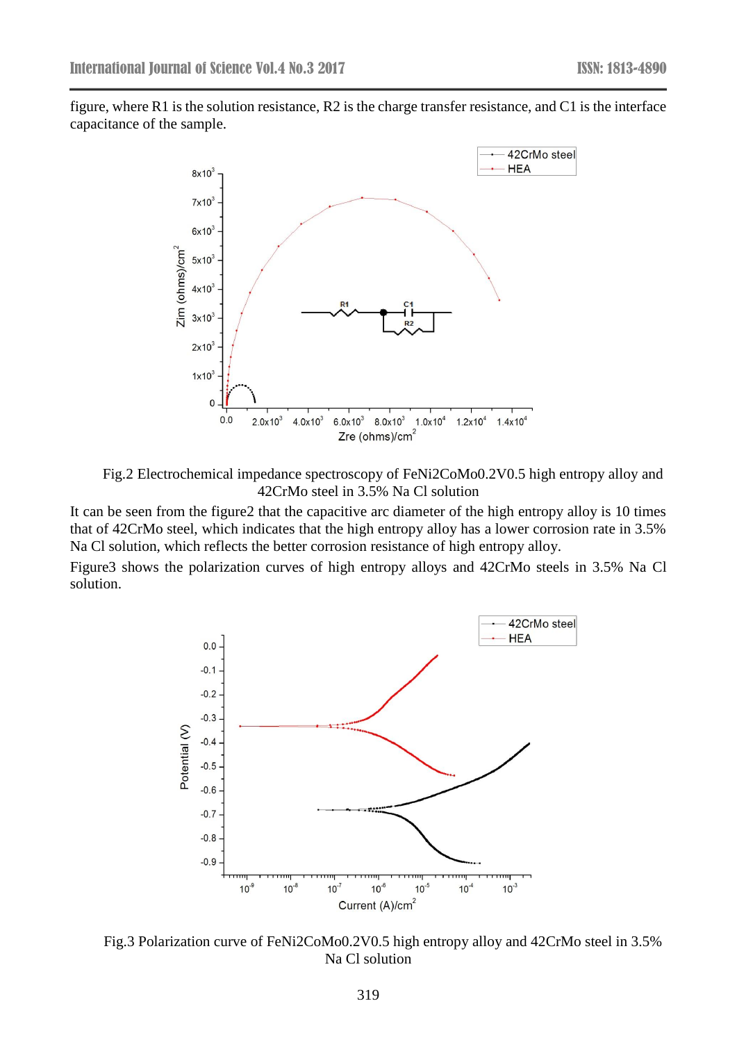figure, where R1 is the solution resistance, R2 is the charge transfer resistance, and C1 is the interface capacitance of the sample.

Fig.2 Electrochemical impedance spectroscopy of FeNi2CoMo0.2V0.5 high entropy alloy and 42CrMo steel in 3.5% Na Cl solution

It can be seen from the figure2 that the capacitive arc diameter of the high entropy alloy is 10 times that of 42CrMo steel, which indicates that the high entropy alloy has a lower corrosion rate in 3.5% Na Cl solution, which reflects the better corrosion resistance of high entropy alloy.

Figure3 shows the polarization curves of high entropy alloys and 42CrMo steels in 3.5% Na Cl solution.

Fig.3 Polarization curve of FeNi2CoMo0.2V0.5 high entropy alloy and 42CrMo steel in 3.5% Na Cl solution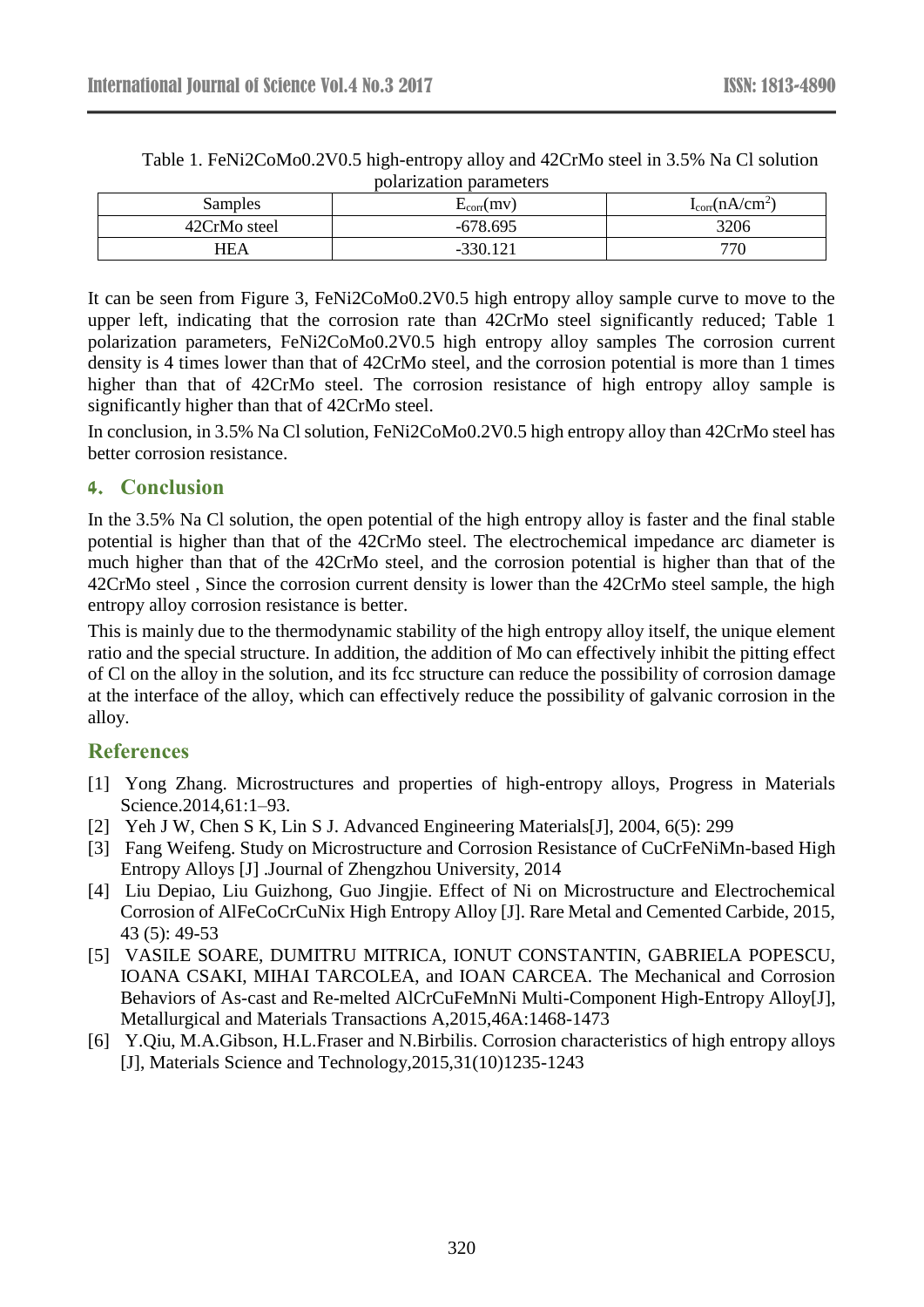Table 1. FeNi2CoMo0.2V0.5 high-entropy alloy and 42CrMo steel in 3.5% Na Cl solution polarization parameters

| Samples | $E_{corr}$(mv) | $I_{corr}$($nA/cm^2$) |
| --- | --- | --- |
| 42CrMo steel | -678.695 | 3206 |
| HEA | -330.121 | 770 |

It can be seen from Figure 3, FeNi2CoMo0.2V0.5 high entropy alloy sample curve to move to the upper left, indicating that the corrosion rate than 42CrMo steel significantly reduced; Table 1 polarization parameters, FeNi2CoMo0.2V0.5 high entropy alloy samples The corrosion current density is 4 times lower than that of 42CrMo steel, and the corrosion potential is more than 1 times higher than that of 42CrMo steel. The corrosion resistance of high entropy alloy sample is significantly higher than that of 42CrMo steel.

In conclusion, in 3.5% Na Cl solution, FeNi2CoMo0.2V0.5 high entropy alloy than 42CrMo steel has better corrosion resistance.

## 4. Conclusion

In the 3.5% Na Cl solution, the open potential of the high entropy alloy is faster and the final stable potential is higher than that of the 42CrMo steel. The electrochemical impedance arc diameter is much higher than that of the 42CrMo steel, and the corrosion potential is higher than that of the 42CrMo steel , Since the corrosion current density is lower than the 42CrMo steel sample, the high entropy alloy corrosion resistance is better.

This is mainly due to the thermodynamic stability of the high entropy alloy itself, the unique element ratio and the special structure. In addition, the addition of Mo can effectively inhibit the pitting effect of Cl on the alloy in the solution, and its fcc structure can reduce the possibility of corrosion damage at the interface of the alloy, which can effectively reduce the possibility of galvanic corrosion in the alloy.

## References

[1] Yong Zhang. Microstructures and properties of high-entropy alloys, Progress in Materials Science.2014,61:1–93.

[2] Yeh J W, Chen S K, Lin S J. Advanced Engineering Materials[J], 2004, 6(5): 299

[3] Fang Weifeng. Study on Microstructure and Corrosion Resistance of CuCrFeNiMn-based High Entropy Alloys [J] .Journal of Zhengzhou University, 2014

[4] Liu Depiao, Liu Guizhong, Guo Jingjie. Effect of Ni on Microstructure and Electrochemical Corrosion of AlFeCoCrCuNix High Entropy Alloy [J]. Rare Metal and Cemented Carbide, 2015, 43 (5): 49-53

[5] VASILE SOARE, DUMITRU MITRICA, IONUT CONSTANTIN, GABRIELA POPESCU, IOANA CSAKI, MIHAI TARCOLEA, and IOAN CARCEA. The Mechanical and Corrosion Behaviors of As-cast and Re-melted AlCrCuFeMnNi Multi-Component High-Entropy Alloy[J], Metallurgical and Materials Transactions A,2015,46A:1468-1473

[6] Y.Qiu, M.A.Gibson, H.L.Fraser and N.Birbilis. Corrosion characteristics of high entropy alloys [J], Materials Science and Technology,2015,31(10)1235-1243